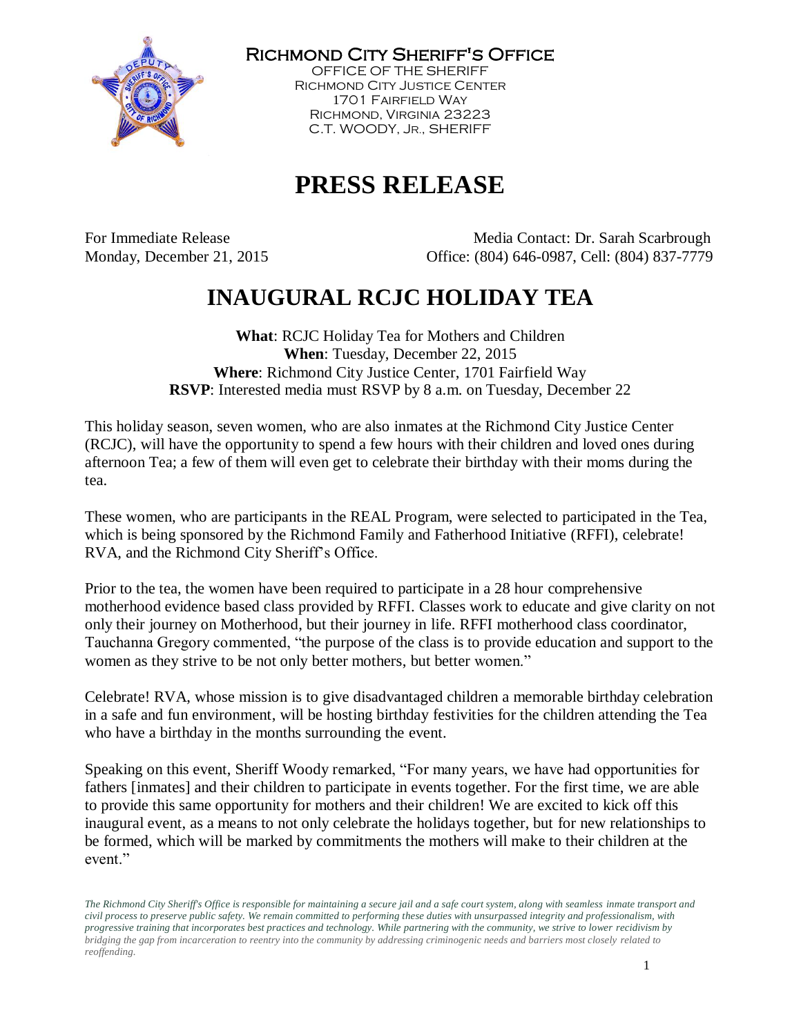**Richmond City Sheriff's Office**

OFFICE OF THE SHERIFF
Richmond City Justice Center
1701 Fairfield Way
Richmond, Virginia 23223
C.T. WOODY, Jr., SHERIFF

# PRESS RELEASE

For Immediate Release
Monday, December 21, 2015

Media Contact: Dr. Sarah Scarbrough
Office: (804) 646-0987, Cell: (804) 837-7779

## INAUGURAL RCJC HOLIDAY TEA

**What**: RCJC Holiday Tea for Mothers and Children
**When**: Tuesday, December 22, 2015
**Where**: Richmond City Justice Center, 1701 Fairfield Way
**RSVP**: Interested media must RSVP by 8 a.m. on Tuesday, December 22

This holiday season, seven women, who are also inmates at the Richmond City Justice Center (RCJC), will have the opportunity to spend a few hours with their children and loved ones during afternoon Tea; a few of them will even get to celebrate their birthday with their moms during the tea.

These women, who are participants in the REAL Program, were selected to participated in the Tea, which is being sponsored by the Richmond Family and Fatherhood Initiative (RFFI), celebrate! RVA, and the Richmond City Sheriff's Office.

Prior to the tea, the women have been required to participate in a 28 hour comprehensive motherhood evidence based class provided by RFFI. Classes work to educate and give clarity on not only their journey on Motherhood, but their journey in life. RFFI motherhood class coordinator, Tauchanna Gregory commented, "the purpose of the class is to provide education and support to the women as they strive to be not only better mothers, but better women."

Celebrate! RVA, whose mission is to give disadvantaged children a memorable birthday celebration in a safe and fun environment, will be hosting birthday festivities for the children attending the Tea who have a birthday in the months surrounding the event.

Speaking on this event, Sheriff Woody remarked, "For many years, we have had opportunities for fathers [inmates] and their children to participate in events together. For the first time, we are able to provide this same opportunity for mothers and their children! We are excited to kick off this inaugural event, as a means to not only celebrate the holidays together, but for new relationships to be formed, which will be marked by commitments the mothers will make to their children at the event."

*The Richmond City Sheriff's Office is responsible for maintaining a secure jail and a safe court system, along with seamless inmate transport and civil process to preserve public safety. We remain committed to performing these duties with unsurpassed integrity and professionalism, with progressive training that incorporates best practices and technology. While partnering with the community, we strive to lower recidivism by bridging the gap from incarceration to reentry into the community by addressing criminogenic needs and barriers most closely related to reoffending.*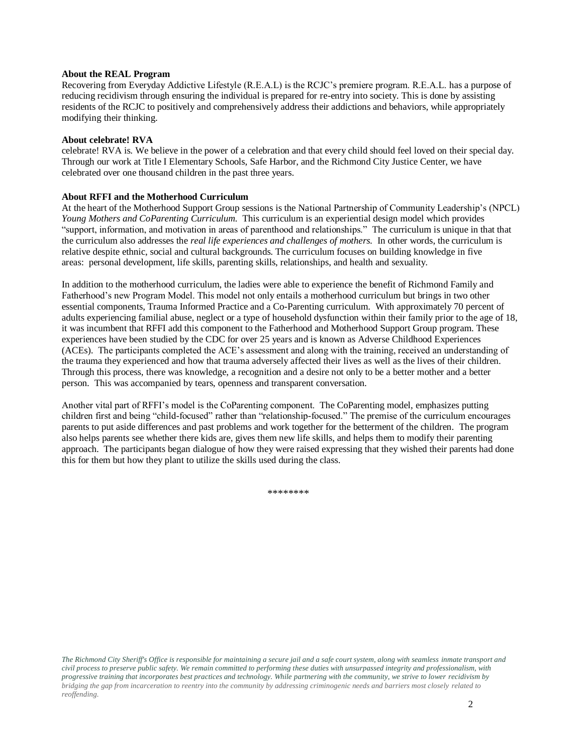**About the REAL Program**

Recovering from Everyday Addictive Lifestyle (R.E.A.L) is the RCJC's premiere program. R.E.A.L. has a purpose of reducing recidivism through ensuring the individual is prepared for re-entry into society. This is done by assisting residents of the RCJC to positively and comprehensively address their addictions and behaviors, while appropriately modifying their thinking.

**About celebrate! RVA**

celebrate! RVA is. We believe in the power of a celebration and that every child should feel loved on their special day. Through our work at Title I Elementary Schools, Safe Harbor, and the Richmond City Justice Center, we have celebrated over one thousand children in the past three years.

**About RFFI and the Motherhood Curriculum**

At the heart of the Motherhood Support Group sessions is the National Partnership of Community Leadership's (NPCL) *Young Mothers and CoParenting Curriculum.* This curriculum is an experiential design model which provides "support, information, and motivation in areas of parenthood and relationships." The curriculum is unique in that that the curriculum also addresses the *real life experiences and challenges of mothers.* In other words, the curriculum is relative despite ethnic, social and cultural backgrounds. The curriculum focuses on building knowledge in five areas: personal development, life skills, parenting skills, relationships, and health and sexuality.

In addition to the motherhood curriculum, the ladies were able to experience the benefit of Richmond Family and Fatherhood's new Program Model. This model not only entails a motherhood curriculum but brings in two other essential components, Trauma Informed Practice and a Co-Parenting curriculum. With approximately 70 percent of adults experiencing familial abuse, neglect or a type of household dysfunction within their family prior to the age of 18, it was incumbent that RFFI add this component to the Fatherhood and Motherhood Support Group program. These experiences have been studied by the CDC for over 25 years and is known as Adverse Childhood Experiences (ACEs). The participants completed the ACE's assessment and along with the training, received an understanding of the trauma they experienced and how that trauma adversely affected their lives as well as the lives of their children. Through this process, there was knowledge, a recognition and a desire not only to be a better mother and a better person. This was accompanied by tears, openness and transparent conversation.

Another vital part of RFFI's model is the CoParenting component. The CoParenting model, emphasizes putting children first and being "child-focused" rather than "relationship-focused." The premise of the curriculum encourages parents to put aside differences and past problems and work together for the betterment of the children. The program also helps parents see whether there kids are, gives them new life skills, and helps them to modify their parenting approach. The participants began dialogue of how they were raised expressing that they wished their parents had done this for them but how they plant to utilize the skills used during the class.

\*\*\*\*\*\*\*\*

*The Richmond City Sheriff's Office is responsible for maintaining a secure jail and a safe court system, along with seamless inmate transport and civil process to preserve public safety. We remain committed to performing these duties with unsurpassed integrity and professionalism, with progressive training that incorporates best practices and technology. While partnering with the community, we strive to lower recidivism by bridging the gap from incarceration to reentry into the community by addressing criminogenic needs and barriers most closely related to reoffending.*